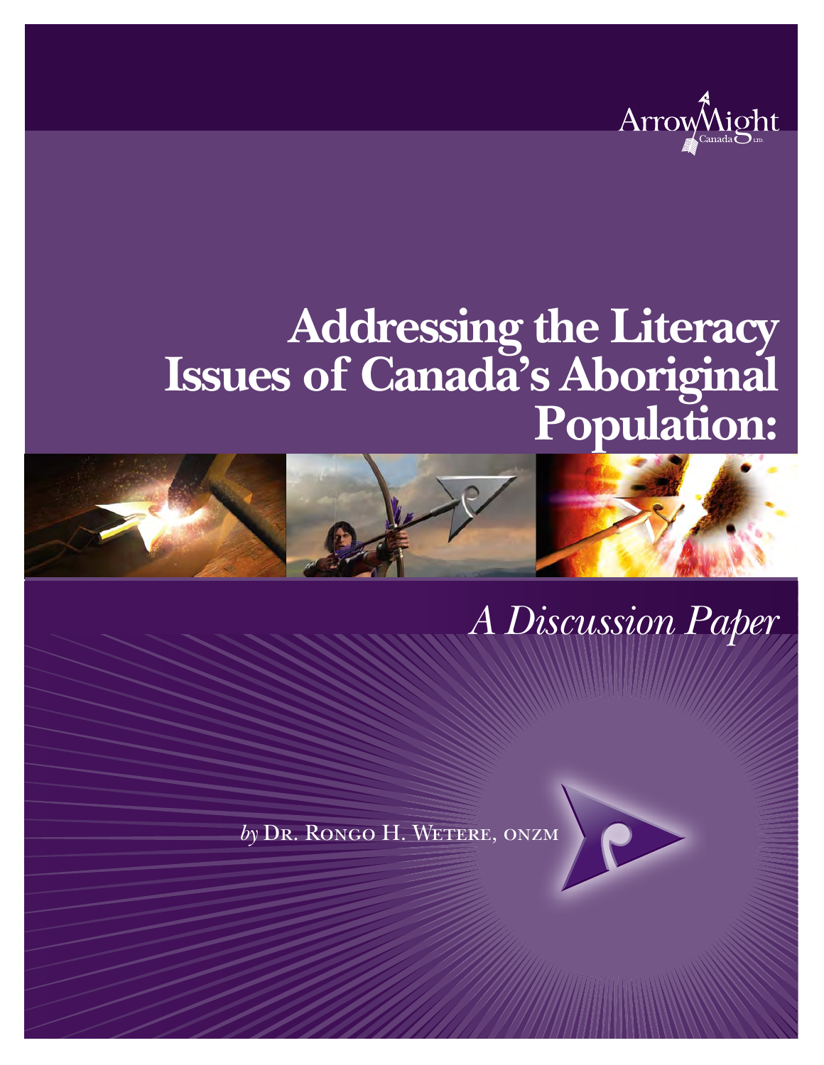ArrowMight Canada Ltd.

# Addressing the Literacy Issues of Canada's Aboriginal Population:

## *A Discussion Paper*

*by* Dr. Rongo H. Wetere, ONZM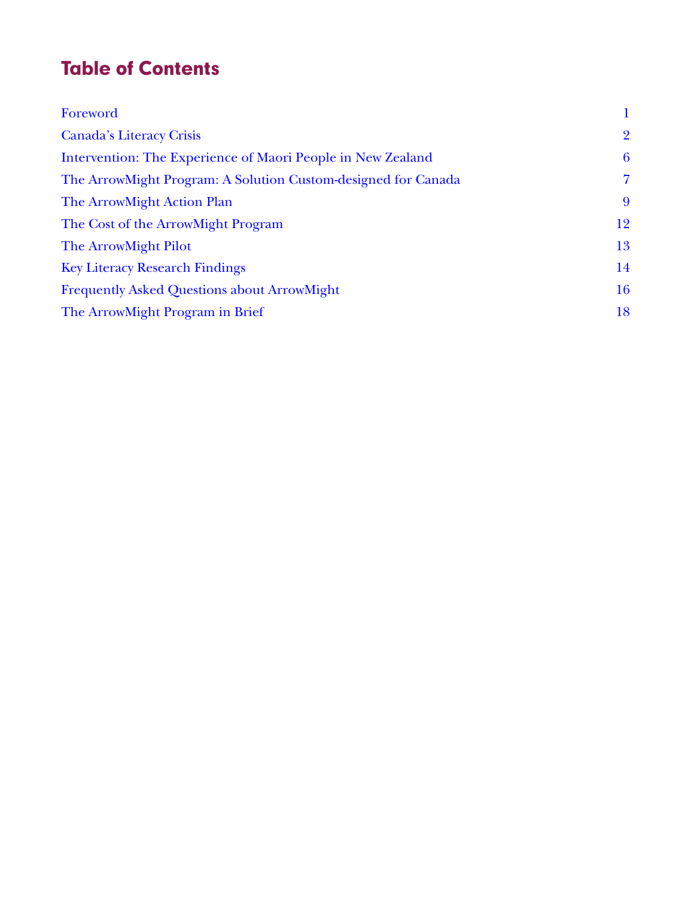# Table of Contents

| | |
|---|---|
| Foreword | 1 |
| Canada's Literacy Crisis | 2 |
| Intervention: The Experience of Maori People in New Zealand | 6 |
| The ArrowMight Program: A Solution Custom-designed for Canada | 7 |
| The ArrowMight Action Plan | 9 |
| The Cost of the ArrowMight Program | 12 |
| The ArrowMight Pilot | 13 |
| Key Literacy Research Findings | 14 |
| Frequently Asked Questions about ArrowMight | 16 |
| The ArrowMight Program in Brief | 18 |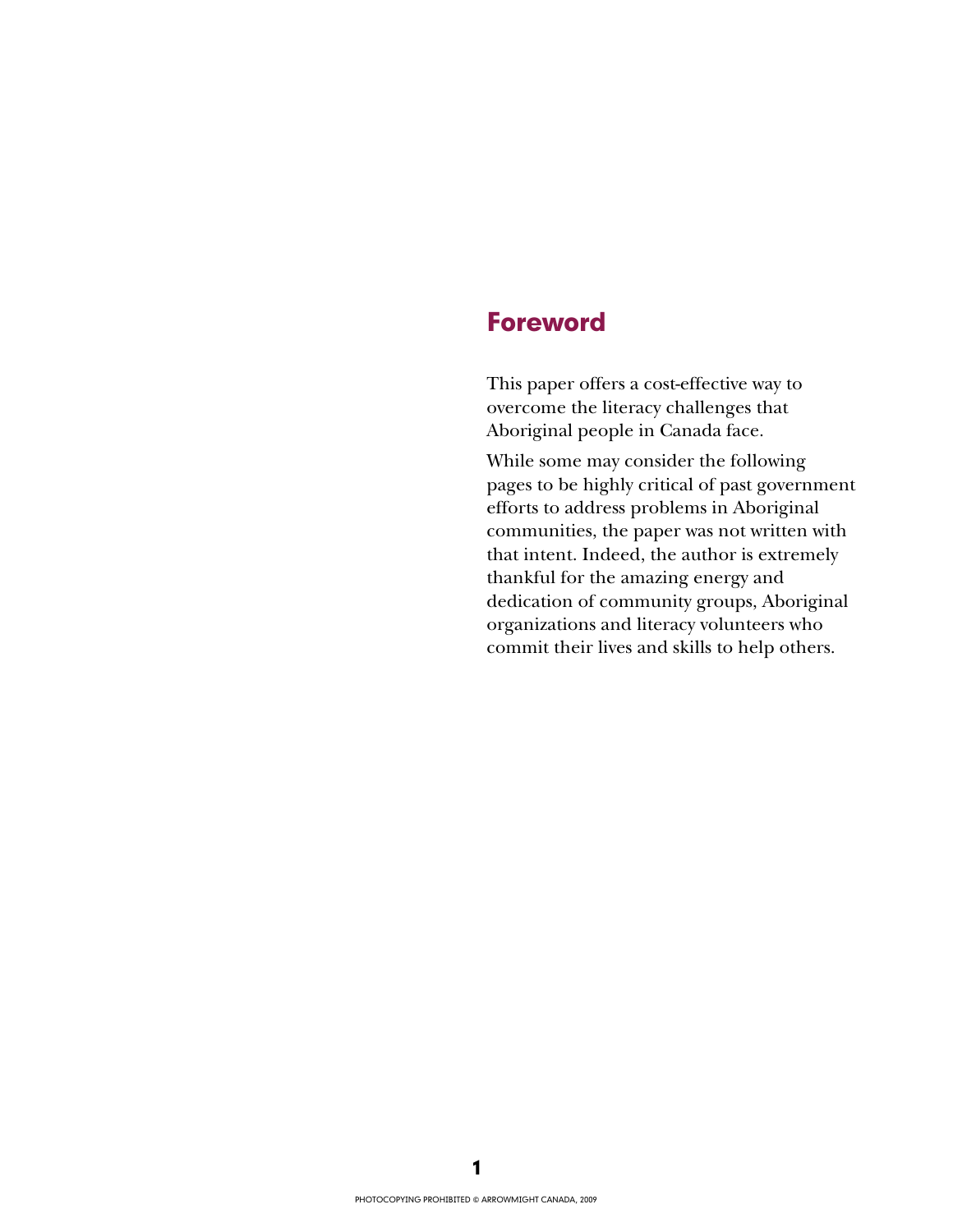## Foreword

This paper offers a cost-effective way to overcome the literacy challenges that Aboriginal people in Canada face.

While some may consider the following pages to be highly critical of past government efforts to address problems in Aboriginal communities, the paper was not written with that intent. Indeed, the author is extremely thankful for the amazing energy and dedication of community groups, Aboriginal organizations and literacy volunteers who commit their lives and skills to help others.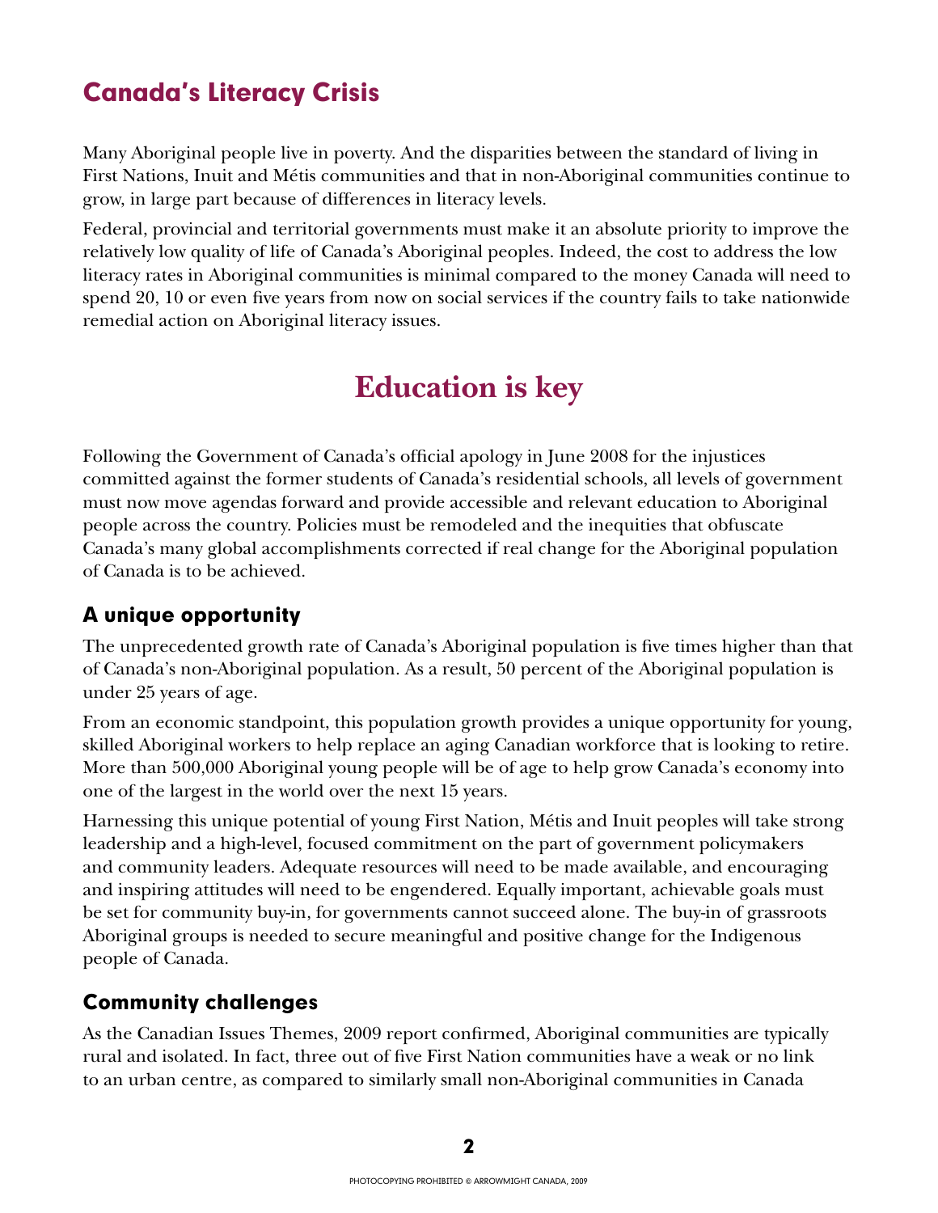## Canada's Literacy Crisis

Many Aboriginal people live in poverty. And the disparities between the standard of living in First Nations, Inuit and Métis communities and that in non-Aboriginal communities continue to grow, in large part because of differences in literacy levels.

Federal, provincial and territorial governments must make it an absolute priority to improve the relatively low quality of life of Canada's Aboriginal peoples. Indeed, the cost to address the low literacy rates in Aboriginal communities is minimal compared to the money Canada will need to spend 20, 10 or even five years from now on social services if the country fails to take nationwide remedial action on Aboriginal literacy issues.

# Education is key

Following the Government of Canada's official apology in June 2008 for the injustices committed against the former students of Canada's residential schools, all levels of government must now move agendas forward and provide accessible and relevant education to Aboriginal people across the country. Policies must be remodeled and the inequities that obfuscate Canada's many global accomplishments corrected if real change for the Aboriginal population of Canada is to be achieved.

### A unique opportunity

The unprecedented growth rate of Canada's Aboriginal population is five times higher than that of Canada's non-Aboriginal population. As a result, 50 percent of the Aboriginal population is under 25 years of age.

From an economic standpoint, this population growth provides a unique opportunity for young, skilled Aboriginal workers to help replace an aging Canadian workforce that is looking to retire. More than 500,000 Aboriginal young people will be of age to help grow Canada's economy into one of the largest in the world over the next 15 years.

Harnessing this unique potential of young First Nation, Métis and Inuit peoples will take strong leadership and a high-level, focused commitment on the part of government policymakers and community leaders. Adequate resources will need to be made available, and encouraging and inspiring attitudes will need to be engendered. Equally important, achievable goals must be set for community buy-in, for governments cannot succeed alone. The buy-in of grassroots Aboriginal groups is needed to secure meaningful and positive change for the Indigenous people of Canada.

### Community challenges

As the Canadian Issues Themes, 2009 report confirmed, Aboriginal communities are typically rural and isolated. In fact, three out of five First Nation communities have a weak or no link to an urban centre, as compared to similarly small non-Aboriginal communities in Canada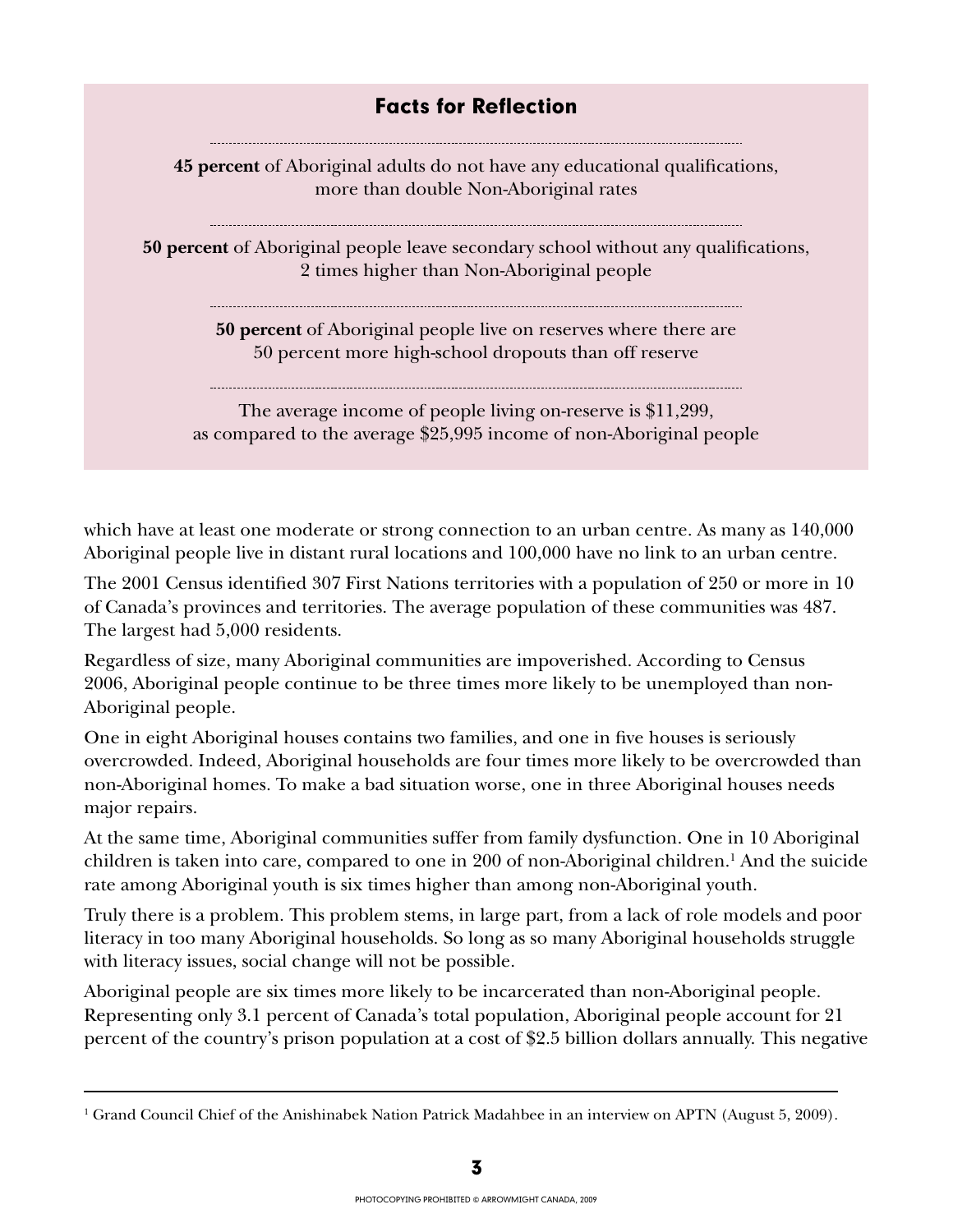### Facts for Reflection

**45 percent** of Aboriginal adults do not have any educational qualifications, more than double Non-Aboriginal rates

**50 percent** of Aboriginal people leave secondary school without any qualifications, 2 times higher than Non-Aboriginal people

**50 percent** of Aboriginal people live on reserves where there are 50 percent more high-school dropouts than off reserve

The average income of people living on-reserve is $11,299, as compared to the average $25,995 income of non-Aboriginal people

which have at least one moderate or strong connection to an urban centre. As many as 140,000 Aboriginal people live in distant rural locations and 100,000 have no link to an urban centre.

The 2001 Census identified 307 First Nations territories with a population of 250 or more in 10 of Canada's provinces and territories. The average population of these communities was 487. The largest had 5,000 residents.

Regardless of size, many Aboriginal communities are impoverished. According to Census 2006, Aboriginal people continue to be three times more likely to be unemployed than non-Aboriginal people.

One in eight Aboriginal houses contains two families, and one in five houses is seriously overcrowded. Indeed, Aboriginal households are four times more likely to be overcrowded than non-Aboriginal homes. To make a bad situation worse, one in three Aboriginal houses needs major repairs.

At the same time, Aboriginal communities suffer from family dysfunction. One in 10 Aboriginal children is taken into care, compared to one in 200 of non-Aboriginal children.[1] And the suicide rate among Aboriginal youth is six times higher than among non-Aboriginal youth.

Truly there is a problem. This problem stems, in large part, from a lack of role models and poor literacy in too many Aboriginal households. So long as so many Aboriginal households struggle with literacy issues, social change will not be possible.

Aboriginal people are six times more likely to be incarcerated than non-Aboriginal people. Representing only 3.1 percent of Canada's total population, Aboriginal people account for 21 percent of the country's prison population at a cost of $2.5 billion dollars annually. This negative

---

[1] Grand Council Chief of the Anishinabek Nation Patrick Madahbee in an interview on APTN (August 5, 2009).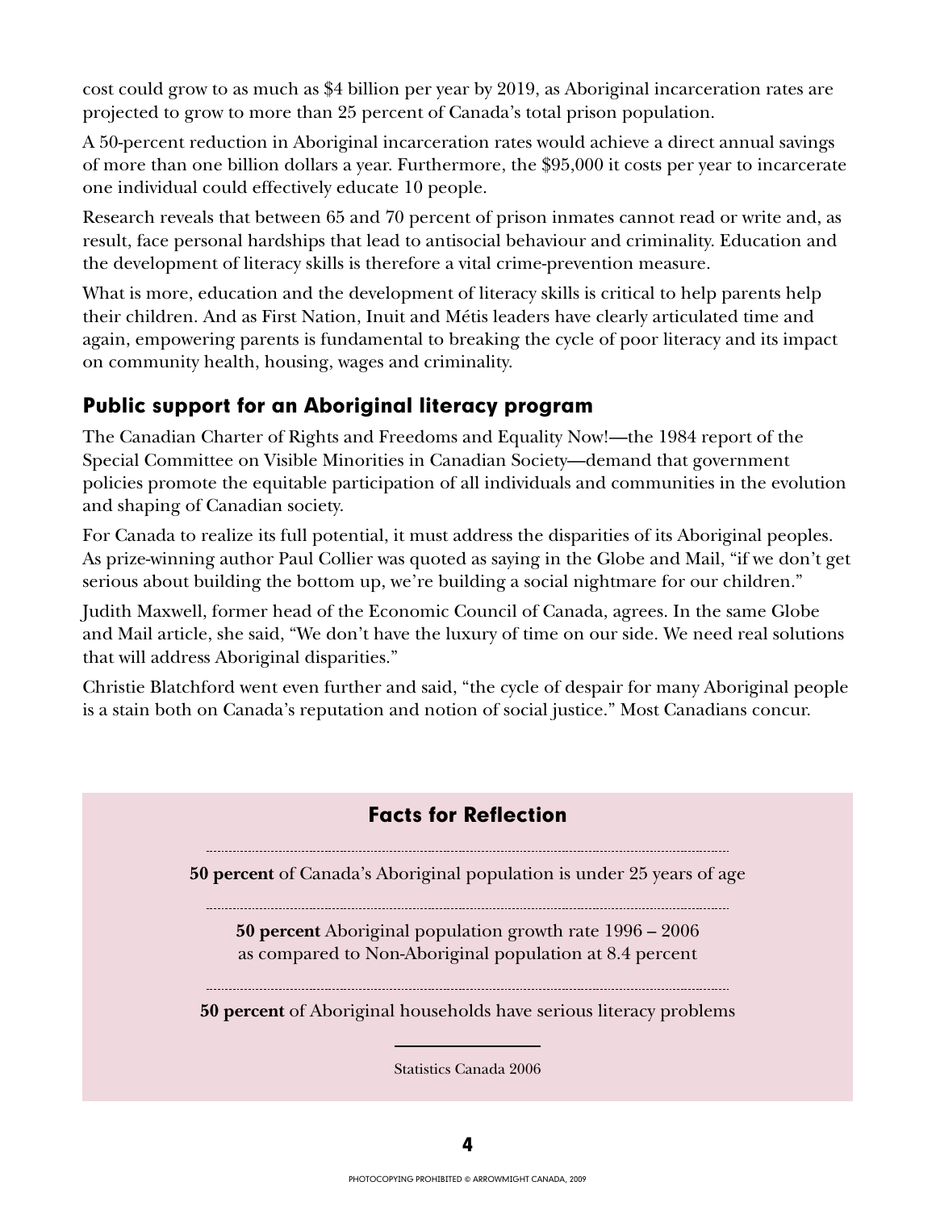cost could grow to as much as $4 billion per year by 2019, as Aboriginal incarceration rates are projected to grow to more than 25 percent of Canada's total prison population.

A 50-percent reduction in Aboriginal incarceration rates would achieve a direct annual savings of more than one billion dollars a year. Furthermore, the $95,000 it costs per year to incarcerate one individual could effectively educate 10 people.

Research reveals that between 65 and 70 percent of prison inmates cannot read or write and, as result, face personal hardships that lead to antisocial behaviour and criminality. Education and the development of literacy skills is therefore a vital crime-prevention measure.

What is more, education and the development of literacy skills is critical to help parents help their children. And as First Nation, Inuit and Métis leaders have clearly articulated time and again, empowering parents is fundamental to breaking the cycle of poor literacy and its impact on community health, housing, wages and criminality.

## Public support for an Aboriginal literacy program

The Canadian Charter of Rights and Freedoms and Equality Now!—the 1984 report of the Special Committee on Visible Minorities in Canadian Society—demand that government policies promote the equitable participation of all individuals and communities in the evolution and shaping of Canadian society.

For Canada to realize its full potential, it must address the disparities of its Aboriginal peoples. As prize-winning author Paul Collier was quoted as saying in the Globe and Mail, "if we don't get serious about building the bottom up, we're building a social nightmare for our children."

Judith Maxwell, former head of the Economic Council of Canada, agrees. In the same Globe and Mail article, she said, "We don't have the luxury of time on our side. We need real solutions that will address Aboriginal disparities."

Christie Blatchford went even further and said, "the cycle of despair for many Aboriginal people is a stain both on Canada's reputation and notion of social justice." Most Canadians concur.

### Facts for Reflection

**50 percent** of Canada's Aboriginal population is under 25 years of age

**50 percent** Aboriginal population growth rate 1996 – 2006 as compared to Non-Aboriginal population at 8.4 percent

**50 percent** of Aboriginal households have serious literacy problems

Statistics Canada 2006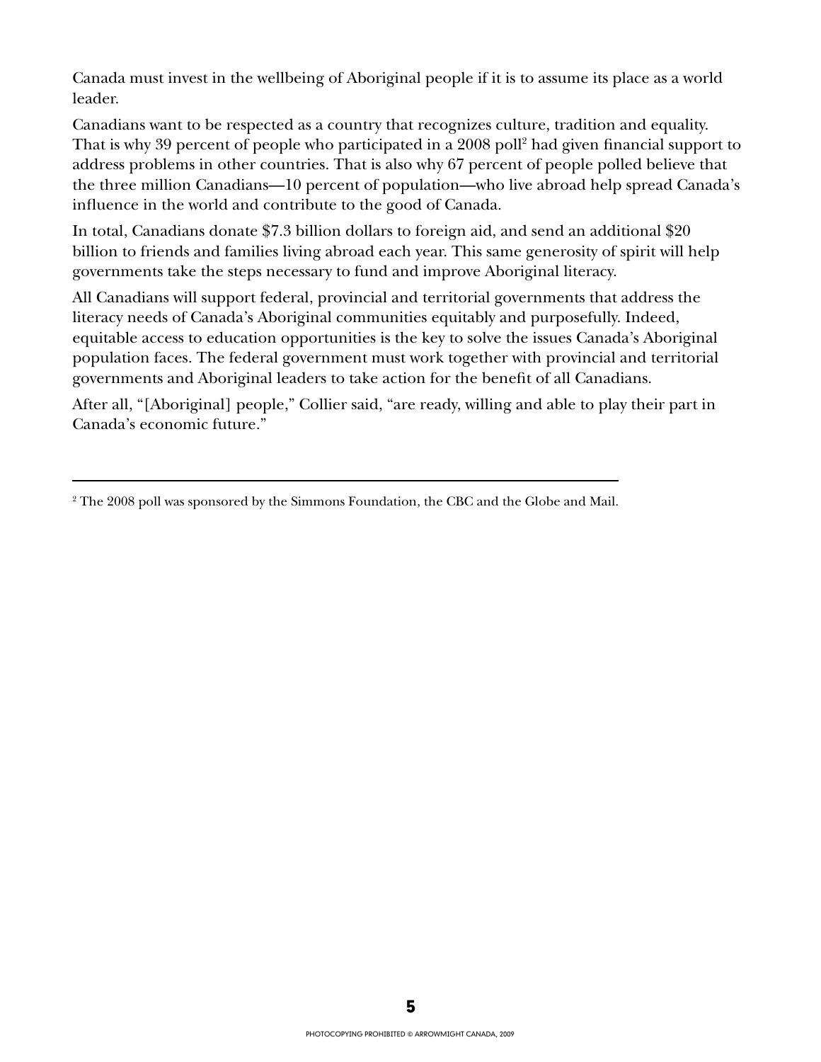Canada must invest in the wellbeing of Aboriginal people if it is to assume its place as a world leader.

Canadians want to be respected as a country that recognizes culture, tradition and equality. That is why 39 percent of people who participated in a 2008 poll[2] had given financial support to address problems in other countries. That is also why 67 percent of people polled believe that the three million Canadians—10 percent of population—who live abroad help spread Canada's influence in the world and contribute to the good of Canada.

In total, Canadians donate $7.3 billion dollars to foreign aid, and send an additional $20 billion to friends and families living abroad each year. This same generosity of spirit will help governments take the steps necessary to fund and improve Aboriginal literacy.

All Canadians will support federal, provincial and territorial governments that address the literacy needs of Canada's Aboriginal communities equitably and purposefully. Indeed, equitable access to education opportunities is the key to solve the issues Canada's Aboriginal population faces. The federal government must work together with provincial and territorial governments and Aboriginal leaders to take action for the benefit of all Canadians.

After all, "[Aboriginal] people," Collier said, "are ready, willing and able to play their part in Canada's economic future."

---

[2] The 2008 poll was sponsored by the Simmons Foundation, the CBC and the Globe and Mail.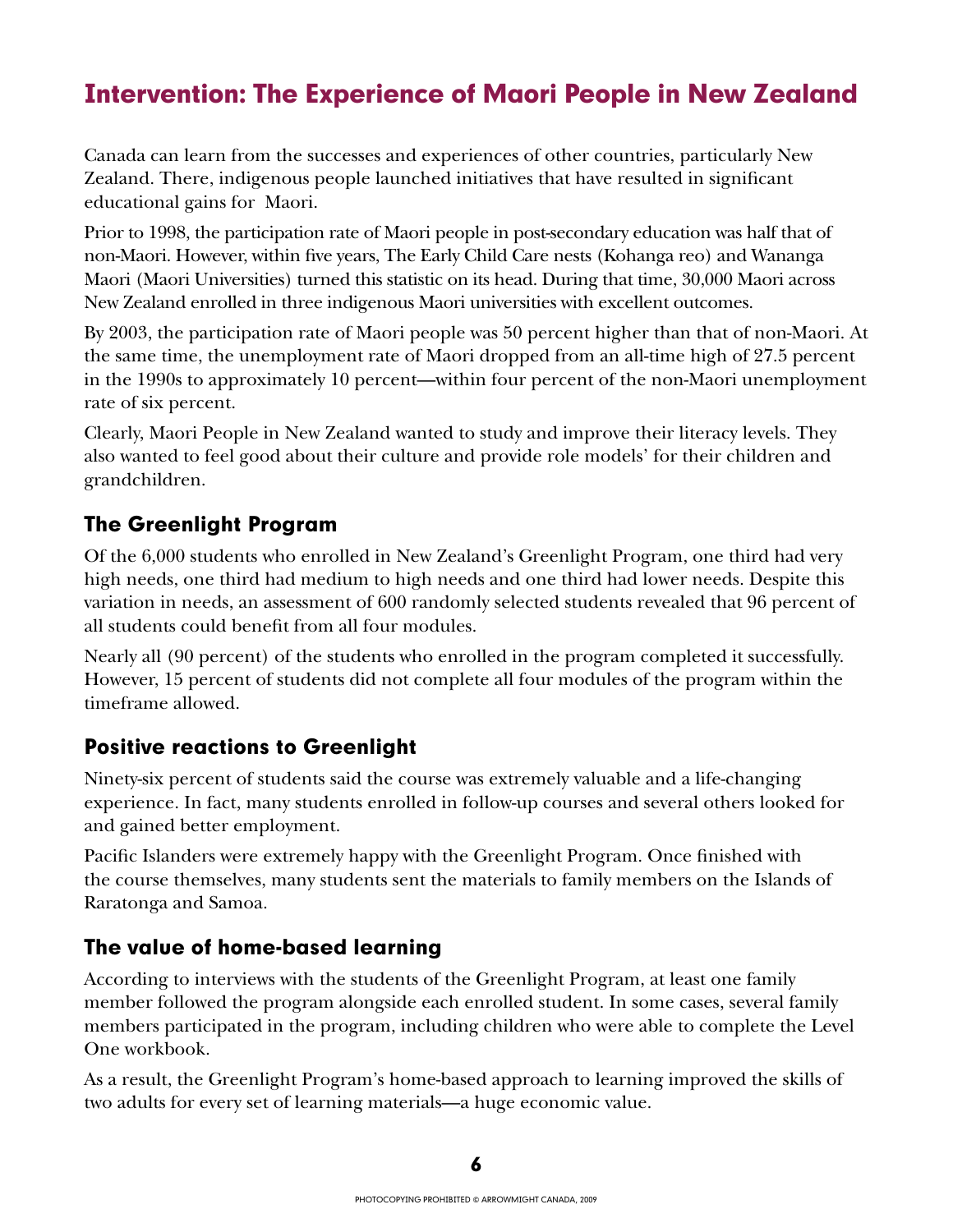# Intervention: The Experience of Maori People in New Zealand

Canada can learn from the successes and experiences of other countries, particularly New Zealand. There, indigenous people launched initiatives that have resulted in significant educational gains for Maori.

Prior to 1998, the participation rate of Maori people in post-secondary education was half that of non-Maori. However, within five years, The Early Child Care nests (Kohanga reo) and Wananga Maori (Maori Universities) turned this statistic on its head. During that time, 30,000 Maori across New Zealand enrolled in three indigenous Maori universities with excellent outcomes.

By 2003, the participation rate of Maori people was 50 percent higher than that of non-Maori. At the same time, the unemployment rate of Maori dropped from an all-time high of 27.5 percent in the 1990s to approximately 10 percent—within four percent of the non-Maori unemployment rate of six percent.

Clearly, Maori People in New Zealand wanted to study and improve their literacy levels. They also wanted to feel good about their culture and provide role models' for their children and grandchildren.

## The Greenlight Program

Of the 6,000 students who enrolled in New Zealand's Greenlight Program, one third had very high needs, one third had medium to high needs and one third had lower needs. Despite this variation in needs, an assessment of 600 randomly selected students revealed that 96 percent of all students could benefit from all four modules.

Nearly all (90 percent) of the students who enrolled in the program completed it successfully. However, 15 percent of students did not complete all four modules of the program within the timeframe allowed.

## Positive reactions to Greenlight

Ninety-six percent of students said the course was extremely valuable and a life-changing experience. In fact, many students enrolled in follow-up courses and several others looked for and gained better employment.

Pacific Islanders were extremely happy with the Greenlight Program. Once finished with the course themselves, many students sent the materials to family members on the Islands of Raratonga and Samoa.

## The value of home-based learning

According to interviews with the students of the Greenlight Program, at least one family member followed the program alongside each enrolled student. In some cases, several family members participated in the program, including children who were able to complete the Level One workbook.

As a result, the Greenlight Program's home-based approach to learning improved the skills of two adults for every set of learning materials—a huge economic value.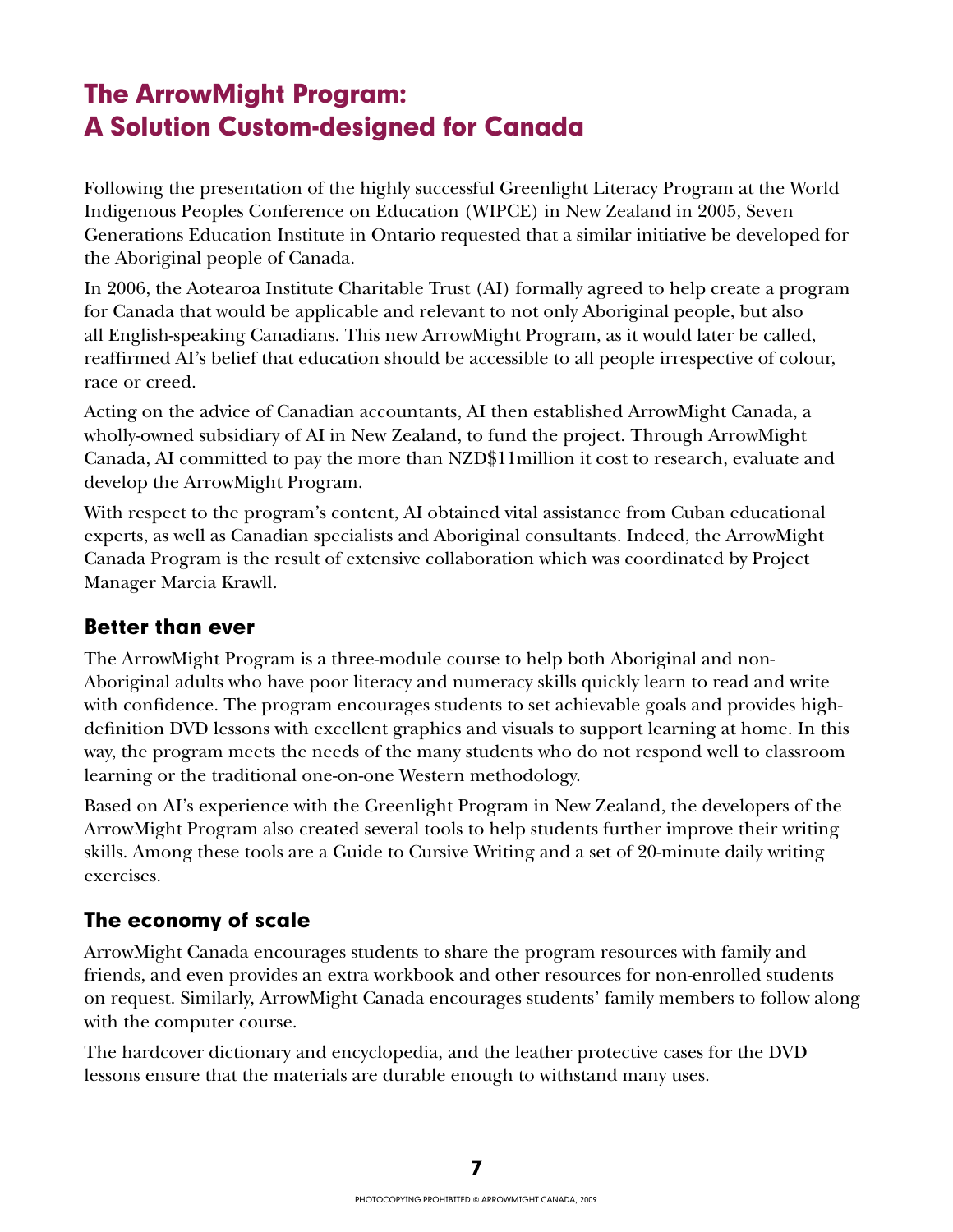# The ArrowMight Program: A Solution Custom-designed for Canada

Following the presentation of the highly successful Greenlight Literacy Program at the World Indigenous Peoples Conference on Education (WIPCE) in New Zealand in 2005, Seven Generations Education Institute in Ontario requested that a similar initiative be developed for the Aboriginal people of Canada.

In 2006, the Aotearoa Institute Charitable Trust (AI) formally agreed to help create a program for Canada that would be applicable and relevant to not only Aboriginal people, but also all English-speaking Canadians. This new ArrowMight Program, as it would later be called, reaffirmed AI's belief that education should be accessible to all people irrespective of colour, race or creed.

Acting on the advice of Canadian accountants, AI then established ArrowMight Canada, a wholly-owned subsidiary of AI in New Zealand, to fund the project. Through ArrowMight Canada, AI committed to pay the more than NZD$11million it cost to research, evaluate and develop the ArrowMight Program.

With respect to the program's content, AI obtained vital assistance from Cuban educational experts, as well as Canadian specialists and Aboriginal consultants. Indeed, the ArrowMight Canada Program is the result of extensive collaboration which was coordinated by Project Manager Marcia Krawll.

## Better than ever

The ArrowMight Program is a three-module course to help both Aboriginal and non-Aboriginal adults who have poor literacy and numeracy skills quickly learn to read and write with confidence. The program encourages students to set achievable goals and provides high-definition DVD lessons with excellent graphics and visuals to support learning at home. In this way, the program meets the needs of the many students who do not respond well to classroom learning or the traditional one-on-one Western methodology.

Based on AI's experience with the Greenlight Program in New Zealand, the developers of the ArrowMight Program also created several tools to help students further improve their writing skills. Among these tools are a Guide to Cursive Writing and a set of 20-minute daily writing exercises.

## The economy of scale

ArrowMight Canada encourages students to share the program resources with family and friends, and even provides an extra workbook and other resources for non-enrolled students on request. Similarly, ArrowMight Canada encourages students' family members to follow along with the computer course.

The hardcover dictionary and encyclopedia, and the leather protective cases for the DVD lessons ensure that the materials are durable enough to withstand many uses.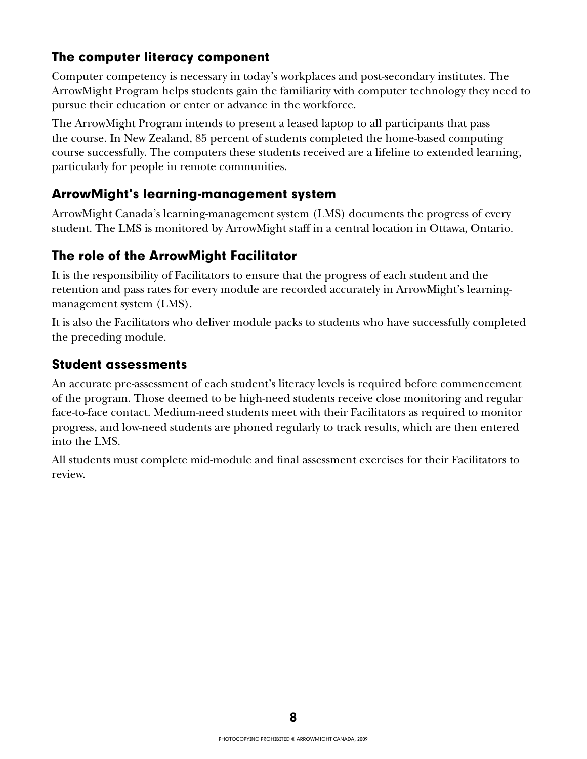## The computer literacy component

Computer competency is necessary in today's workplaces and post-secondary institutes. The ArrowMight Program helps students gain the familiarity with computer technology they need to pursue their education or enter or advance in the workforce.

The ArrowMight Program intends to present a leased laptop to all participants that pass the course. In New Zealand, 85 percent of students completed the home-based computing course successfully. The computers these students received are a lifeline to extended learning, particularly for people in remote communities.

## ArrowMight's learning-management system

ArrowMight Canada's learning-management system (LMS) documents the progress of every student. The LMS is monitored by ArrowMight staff in a central location in Ottawa, Ontario.

## The role of the ArrowMight Facilitator

It is the responsibility of Facilitators to ensure that the progress of each student and the retention and pass rates for every module are recorded accurately in ArrowMight's learning-management system (LMS).

It is also the Facilitators who deliver module packs to students who have successfully completed the preceding module.

## Student assessments

An accurate pre-assessment of each student's literacy levels is required before commencement of the program. Those deemed to be high-need students receive close monitoring and regular face-to-face contact. Medium-need students meet with their Facilitators as required to monitor progress, and low-need students are phoned regularly to track results, which are then entered into the LMS.

All students must complete mid-module and final assessment exercises for their Facilitators to review.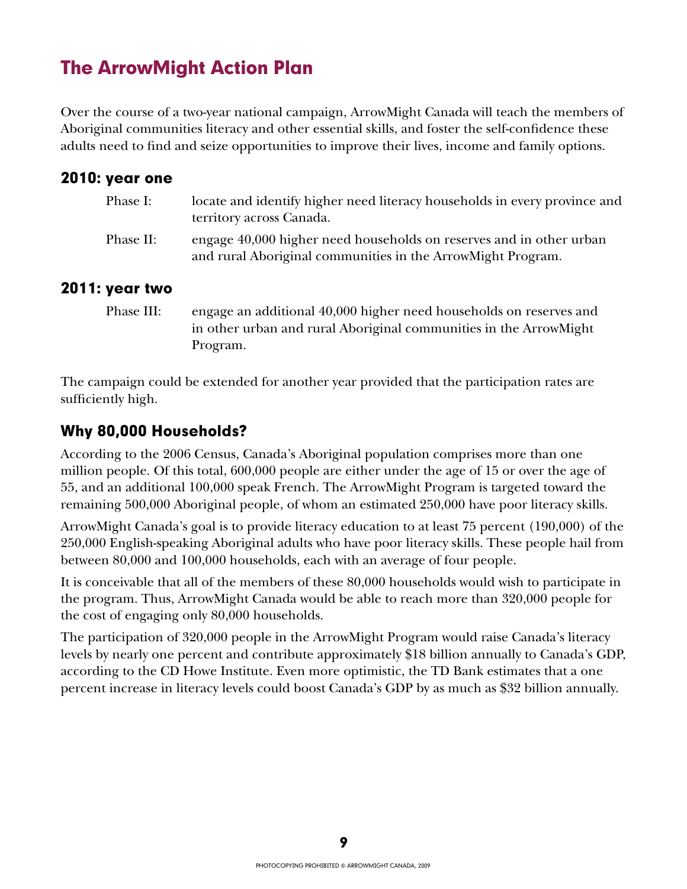## The ArrowMight Action Plan

Over the course of a two-year national campaign, ArrowMight Canada will teach the members of Aboriginal communities literacy and other essential skills, and foster the self-confidence these adults need to find and seize opportunities to improve their lives, income and family options.

### 2010: year one

Phase I: locate and identify higher need literacy households in every province and territory across Canada.

Phase II: engage 40,000 higher need households on reserves and in other urban and rural Aboriginal communities in the ArrowMight Program.

### 2011: year two

Phase III: engage an additional 40,000 higher need households on reserves and in other urban and rural Aboriginal communities in the ArrowMight Program.

The campaign could be extended for another year provided that the participation rates are sufficiently high.

### Why 80,000 Households?

According to the 2006 Census, Canada's Aboriginal population comprises more than one million people. Of this total, 600,000 people are either under the age of 15 or over the age of 55, and an additional 100,000 speak French. The ArrowMight Program is targeted toward the remaining 500,000 Aboriginal people, of whom an estimated 250,000 have poor literacy skills.

ArrowMight Canada's goal is to provide literacy education to at least 75 percent (190,000) of the 250,000 English-speaking Aboriginal adults who have poor literacy skills. These people hail from between 80,000 and 100,000 households, each with an average of four people.

It is conceivable that all of the members of these 80,000 households would wish to participate in the program. Thus, ArrowMight Canada would be able to reach more than 320,000 people for the cost of engaging only 80,000 households.

The participation of 320,000 people in the ArrowMight Program would raise Canada's literacy levels by nearly one percent and contribute approximately $18 billion annually to Canada's GDP, according to the CD Howe Institute. Even more optimistic, the TD Bank estimates that a one percent increase in literacy levels could boost Canada's GDP by as much as $32 billion annually.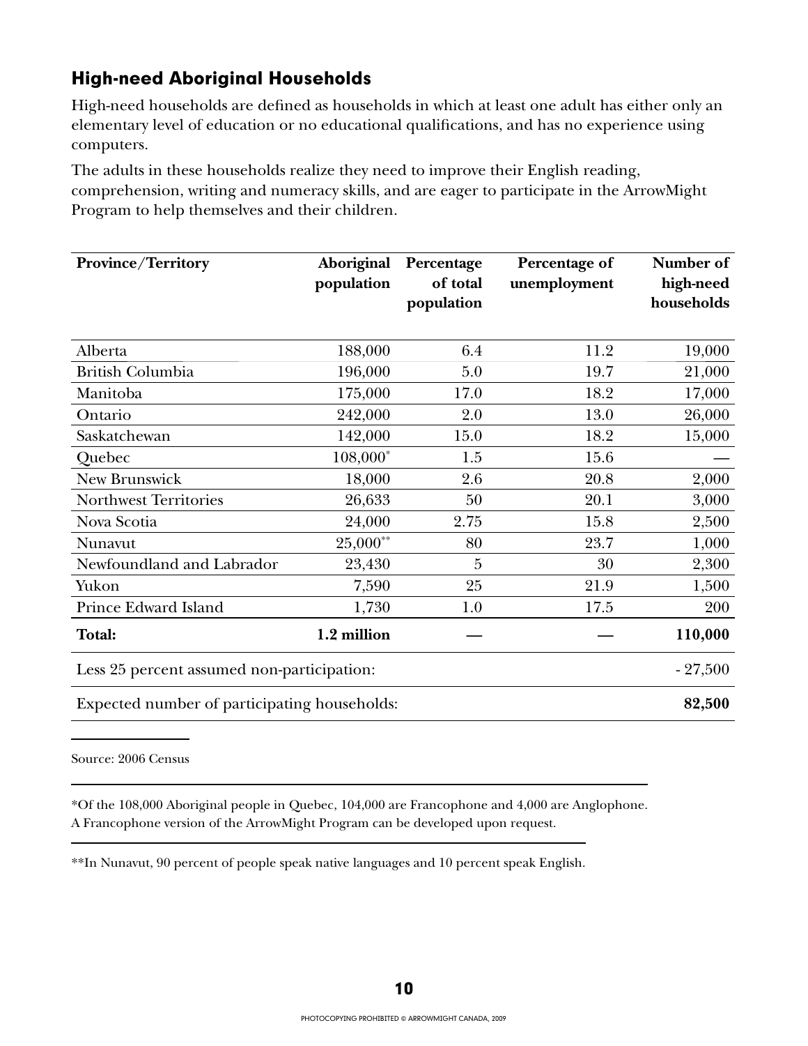## High-need Aboriginal Households

High-need households are defined as households in which at least one adult has either only an elementary level of education or no educational qualifications, and has no experience using computers.

The adults in these households realize they need to improve their English reading, comprehension, writing and numeracy skills, and are eager to participate in the ArrowMight Program to help themselves and their children.

| Province/Territory | Aboriginal population | Percentage of total population | Percentage of unemployment | Number of high-need households |
|---|---|---|---|---|
| Alberta | 188,000 | 6.4 | 11.2 | 19,000 |
| British Columbia | 196,000 | 5.0 | 19.7 | 21,000 |
| Manitoba | 175,000 | 17.0 | 18.2 | 17,000 |
| Ontario | 242,000 | 2.0 | 13.0 | 26,000 |
| Saskatchewan | 142,000 | 15.0 | 18.2 | 15,000 |
| Quebec | 108,000* | 1.5 | 15.6 | — |
| New Brunswick | 18,000 | 2.6 | 20.8 | 2,000 |
| Northwest Territories | 26,633 | 50 | 20.1 | 3,000 |
| Nova Scotia | 24,000 | 2.75 | 15.8 | 2,500 |
| Nunavut | 25,000** | 80 | 23.7 | 1,000 |
| Newfoundland and Labrador | 23,430 | 5 | 30 | 2,300 |
| Yukon | 7,590 | 25 | 21.9 | 1,500 |
| Prince Edward Island | 1,730 | 1.0 | 17.5 | 200 |
| **Total:** | **1.2 million** | — | — | **110,000** |
| Less 25 percent assumed non-participation: | | | | - 27,500 |
| Expected number of participating households: | | | | **82,500** |

Source: 2006 Census

*Of the 108,000 Aboriginal people in Quebec, 104,000 are Francophone and 4,000 are Anglophone. A Francophone version of the ArrowMight Program can be developed upon request.

**In Nunavut, 90 percent of people speak native languages and 10 percent speak English.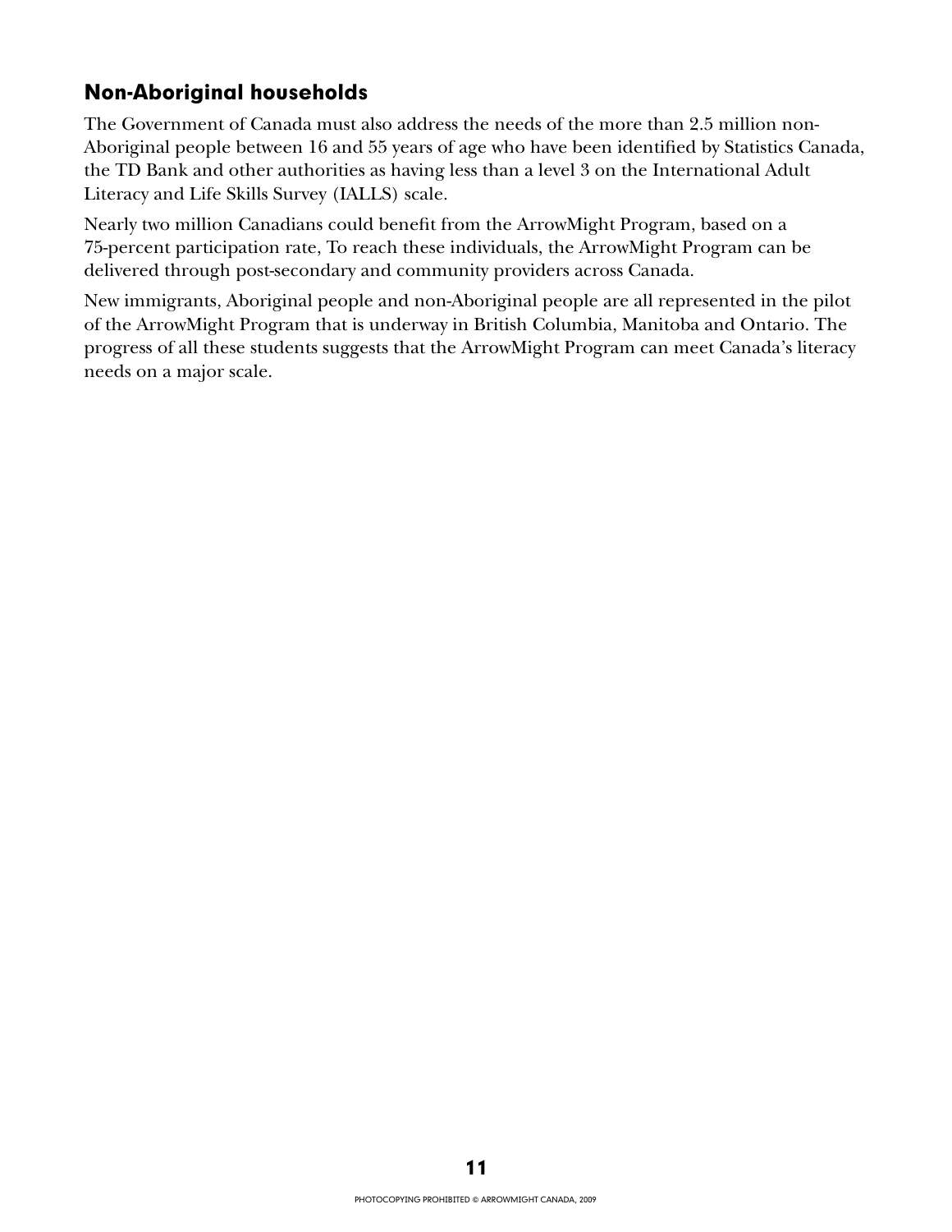## Non-Aboriginal households

The Government of Canada must also address the needs of the more than 2.5 million non-Aboriginal people between 16 and 55 years of age who have been identified by Statistics Canada, the TD Bank and other authorities as having less than a level 3 on the International Adult Literacy and Life Skills Survey (IALLS) scale.

Nearly two million Canadians could benefit from the ArrowMight Program, based on a 75-percent participation rate, To reach these individuals, the ArrowMight Program can be delivered through post-secondary and community providers across Canada.

New immigrants, Aboriginal people and non-Aboriginal people are all represented in the pilot of the ArrowMight Program that is underway in British Columbia, Manitoba and Ontario. The progress of all these students suggests that the ArrowMight Program can meet Canada's literacy needs on a major scale.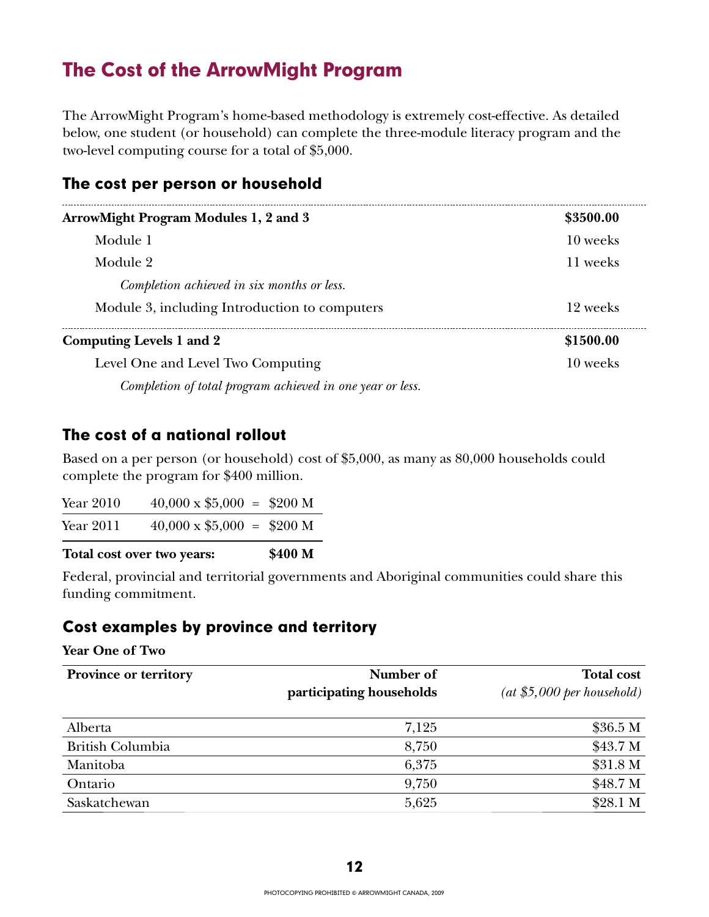# The Cost of the ArrowMight Program

The ArrowMight Program's home-based methodology is extremely cost-effective. As detailed below, one student (or household) can complete the three-module literacy program and the two-level computing course for a total of $5,000.

## The cost per person or household

| | |
|---|---|
| **ArrowMight Program Modules 1, 2 and 3** | **$3500.00** |
| Module 1 | 10 weeks |
| Module 2 | 11 weeks |
| *Completion achieved in six months or less.* | |
| Module 3, including Introduction to computers | 12 weeks |
| **Computing Levels 1 and 2** | **$1500.00** |
| Level One and Level Two Computing | 10 weeks |
| *Completion of total program achieved in one year or less.* | |

## The cost of a national rollout

Based on a per person (or household) cost of $5,000, as many as 80,000 households could complete the program for $400 million.

| | | |
|---|---|---|
| Year 2010 | 40,000 x $5,000 = | $200 M |
| Year 2011 | 40,000 x $5,000 = | $200 M |
| **Total cost over two years:** | | **$400 M** |

Federal, provincial and territorial governments and Aboriginal communities could share this funding commitment.

## Cost examples by province and territory

**Year One of Two**

| Province or territory | Number of participating households | Total cost *(at $5,000 per household)* |
|---|---:|---:|
| Alberta | 7,125 | $36.5 M |
| British Columbia | 8,750 | $43.7 M |
| Manitoba | 6,375 | $31.8 M |
| Ontario | 9,750 | $48.7 M |
| Saskatchewan | 5,625 | $28.1 M |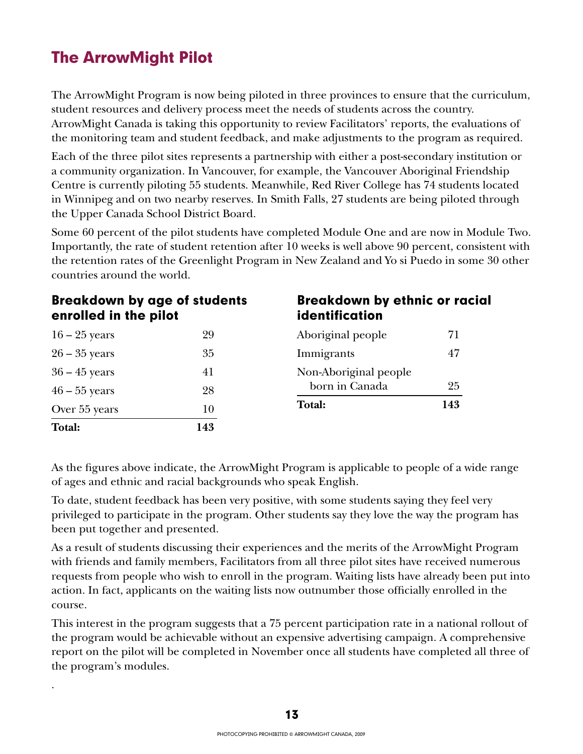# The ArrowMight Pilot

The ArrowMight Program is now being piloted in three provinces to ensure that the curriculum, student resources and delivery process meet the needs of students across the country. ArrowMight Canada is taking this opportunity to review Facilitators' reports, the evaluations of the monitoring team and student feedback, and make adjustments to the program as required.

Each of the three pilot sites represents a partnership with either a post-secondary institution or a community organization. In Vancouver, for example, the Vancouver Aboriginal Friendship Centre is currently piloting 55 students. Meanwhile, Red River College has 74 students located in Winnipeg and on two nearby reserves. In Smith Falls, 27 students are being piloted through the Upper Canada School District Board.

Some 60 percent of the pilot students have completed Module One and are now in Module Two. Importantly, the rate of student retention after 10 weeks is well above 90 percent, consistent with the retention rates of the Greenlight Program in New Zealand and Yo si Puedo in some 30 other countries around the world.

## Breakdown by age of students enrolled in the pilot

| | |
|---|---|
| 16 – 25 years | 29 |
| 26 – 35 years | 35 |
| 36 – 45 years | 41 |
| 46 – 55 years | 28 |
| Over 55 years | 10 |
| **Total:** | **143** |

## Breakdown by ethnic or racial identification

| | |
|---|---|
| Aboriginal people | 71 |
| Immigrants | 47 |
| Non-Aboriginal people born in Canada | 25 |
| **Total:** | **143** |

As the figures above indicate, the ArrowMight Program is applicable to people of a wide range of ages and ethnic and racial backgrounds who speak English.

To date, student feedback has been very positive, with some students saying they feel very privileged to participate in the program. Other students say they love the way the program has been put together and presented.

As a result of students discussing their experiences and the merits of the ArrowMight Program with friends and family members, Facilitators from all three pilot sites have received numerous requests from people who wish to enroll in the program. Waiting lists have already been put into action. In fact, applicants on the waiting lists now outnumber those officially enrolled in the course.

This interest in the program suggests that a 75 percent participation rate in a national rollout of the program would be achievable without an expensive advertising campaign. A comprehensive report on the pilot will be completed in November once all students have completed all three of the program's modules.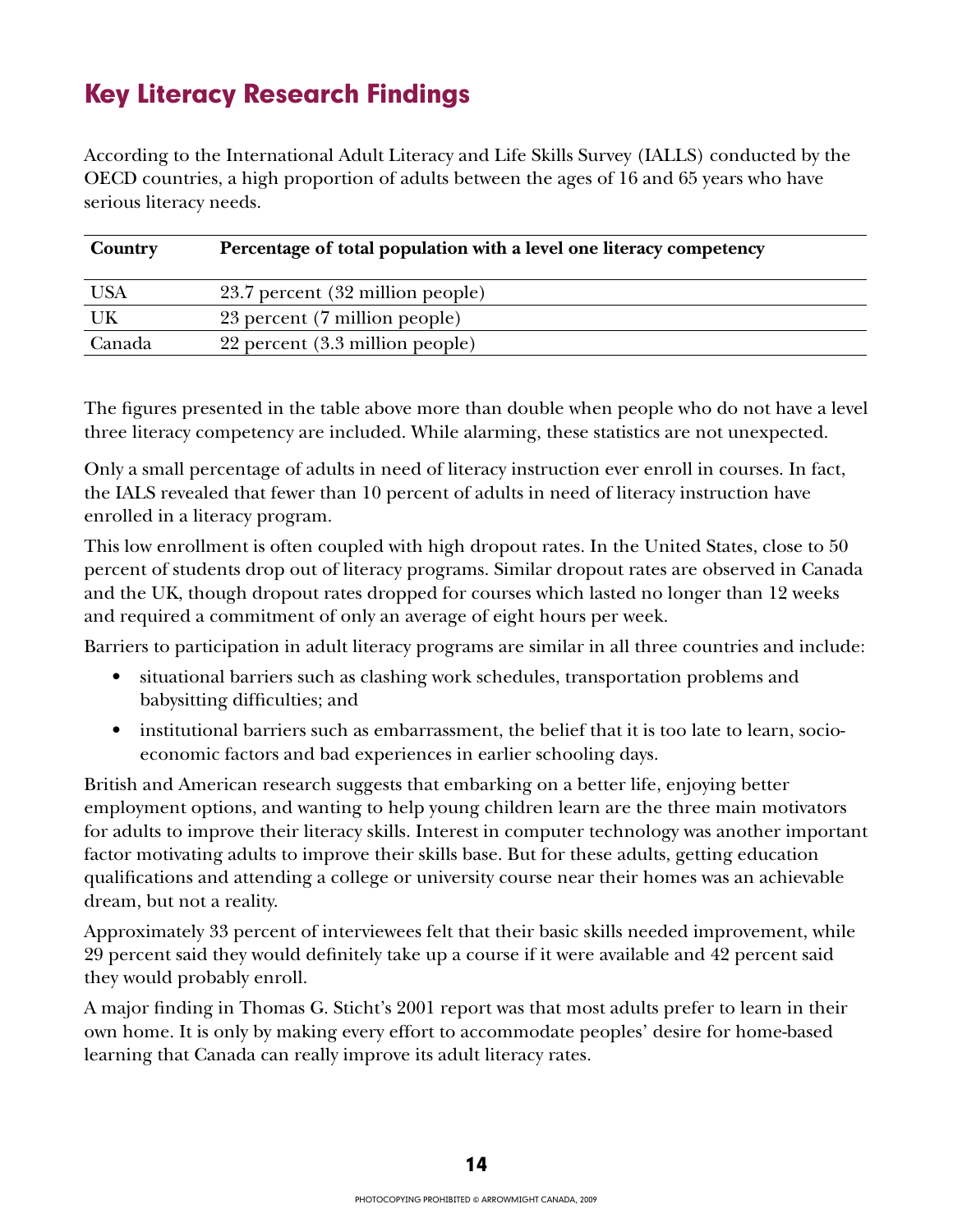## Key Literacy Research Findings

According to the International Adult Literacy and Life Skills Survey (IALLS) conducted by the OECD countries, a high proportion of adults between the ages of 16 and 65 years who have serious literacy needs.

| Country | Percentage of total population with a level one literacy competency |
|---|---|
| USA | 23.7 percent (32 million people) |
| UK | 23 percent (7 million people) |
| Canada | 22 percent (3.3 million people) |

The figures presented in the table above more than double when people who do not have a level three literacy competency are included. While alarming, these statistics are not unexpected.

Only a small percentage of adults in need of literacy instruction ever enroll in courses. In fact, the IALS revealed that fewer than 10 percent of adults in need of literacy instruction have enrolled in a literacy program.

This low enrollment is often coupled with high dropout rates. In the United States, close to 50 percent of students drop out of literacy programs. Similar dropout rates are observed in Canada and the UK, though dropout rates dropped for courses which lasted no longer than 12 weeks and required a commitment of only an average of eight hours per week.

Barriers to participation in adult literacy programs are similar in all three countries and include:

- situational barriers such as clashing work schedules, transportation problems and babysitting difficulties; and
- institutional barriers such as embarrassment, the belief that it is too late to learn, socio-economic factors and bad experiences in earlier schooling days.

British and American research suggests that embarking on a better life, enjoying better employment options, and wanting to help young children learn are the three main motivators for adults to improve their literacy skills. Interest in computer technology was another important factor motivating adults to improve their skills base. But for these adults, getting education qualifications and attending a college or university course near their homes was an achievable dream, but not a reality.

Approximately 33 percent of interviewees felt that their basic skills needed improvement, while 29 percent said they would definitely take up a course if it were available and 42 percent said they would probably enroll.

A major finding in Thomas G. Sticht's 2001 report was that most adults prefer to learn in their own home. It is only by making every effort to accommodate peoples' desire for home-based learning that Canada can really improve its adult literacy rates.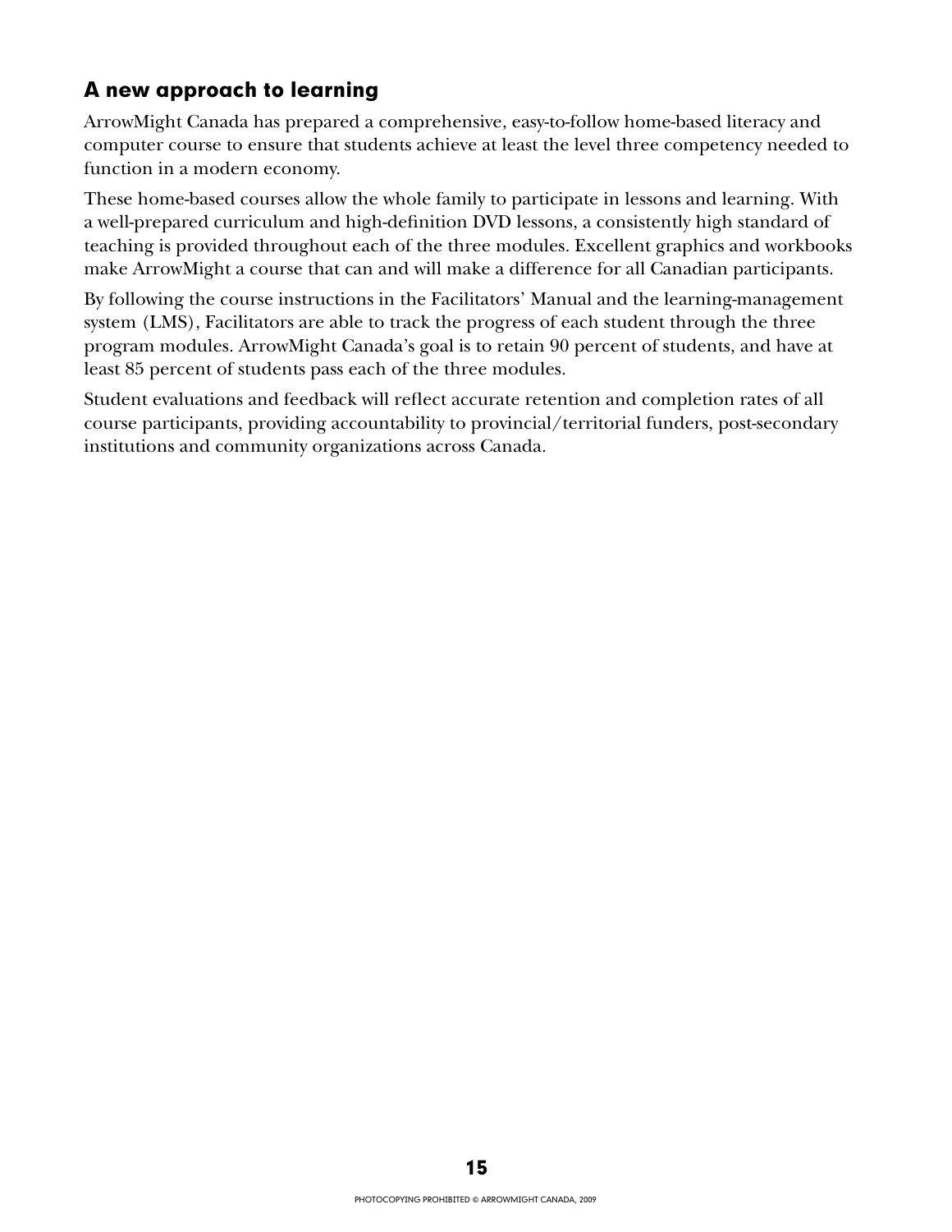## A new approach to learning

ArrowMight Canada has prepared a comprehensive, easy-to-follow home-based literacy and computer course to ensure that students achieve at least the level three competency needed to function in a modern economy.

These home-based courses allow the whole family to participate in lessons and learning. With a well-prepared curriculum and high-definition DVD lessons, a consistently high standard of teaching is provided throughout each of the three modules. Excellent graphics and workbooks make ArrowMight a course that can and will make a difference for all Canadian participants.

By following the course instructions in the Facilitators' Manual and the learning-management system (LMS), Facilitators are able to track the progress of each student through the three program modules. ArrowMight Canada's goal is to retain 90 percent of students, and have at least 85 percent of students pass each of the three modules.

Student evaluations and feedback will reflect accurate retention and completion rates of all course participants, providing accountability to provincial/territorial funders, post-secondary institutions and community organizations across Canada.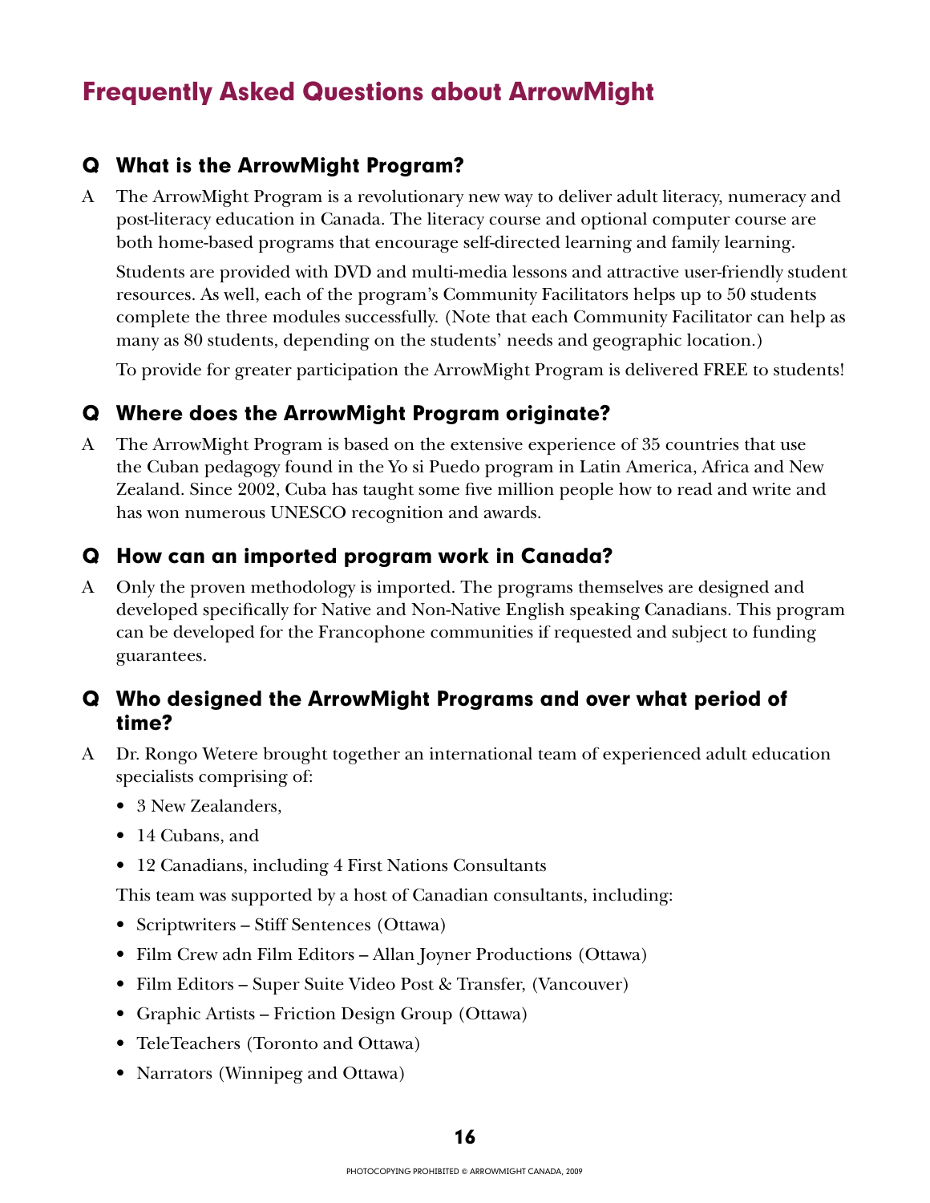## Frequently Asked Questions about ArrowMight

### Q What is the ArrowMight Program?

A The ArrowMight Program is a revolutionary new way to deliver adult literacy, numeracy and post-literacy education in Canada. The literacy course and optional computer course are both home-based programs that encourage self-directed learning and family learning.

Students are provided with DVD and multi-media lessons and attractive user-friendly student resources. As well, each of the program's Community Facilitators helps up to 50 students complete the three modules successfully. (Note that each Community Facilitator can help as many as 80 students, depending on the students' needs and geographic location.)

To provide for greater participation the ArrowMight Program is delivered FREE to students!

### Q Where does the ArrowMight Program originate?

A The ArrowMight Program is based on the extensive experience of 35 countries that use the Cuban pedagogy found in the Yo si Puedo program in Latin America, Africa and New Zealand. Since 2002, Cuba has taught some five million people how to read and write and has won numerous UNESCO recognition and awards.

### Q How can an imported program work in Canada?

A Only the proven methodology is imported. The programs themselves are designed and developed specifically for Native and Non-Native English speaking Canadians. This program can be developed for the Francophone communities if requested and subject to funding guarantees.

### Q Who designed the ArrowMight Programs and over what period of time?

A Dr. Rongo Wetere brought together an international team of experienced adult education specialists comprising of:

- 3 New Zealanders,
- 14 Cubans, and
- 12 Canadians, including 4 First Nations Consultants

This team was supported by a host of Canadian consultants, including:

- Scriptwriters – Stiff Sentences (Ottawa)
- Film Crew adn Film Editors – Allan Joyner Productions (Ottawa)
- Film Editors – Super Suite Video Post & Transfer, (Vancouver)
- Graphic Artists – Friction Design Group (Ottawa)
- TeleTeachers (Toronto and Ottawa)
- Narrators (Winnipeg and Ottawa)

PHOTOCOPYING PROHIBITED © ARROWMIGHT CANADA, 2009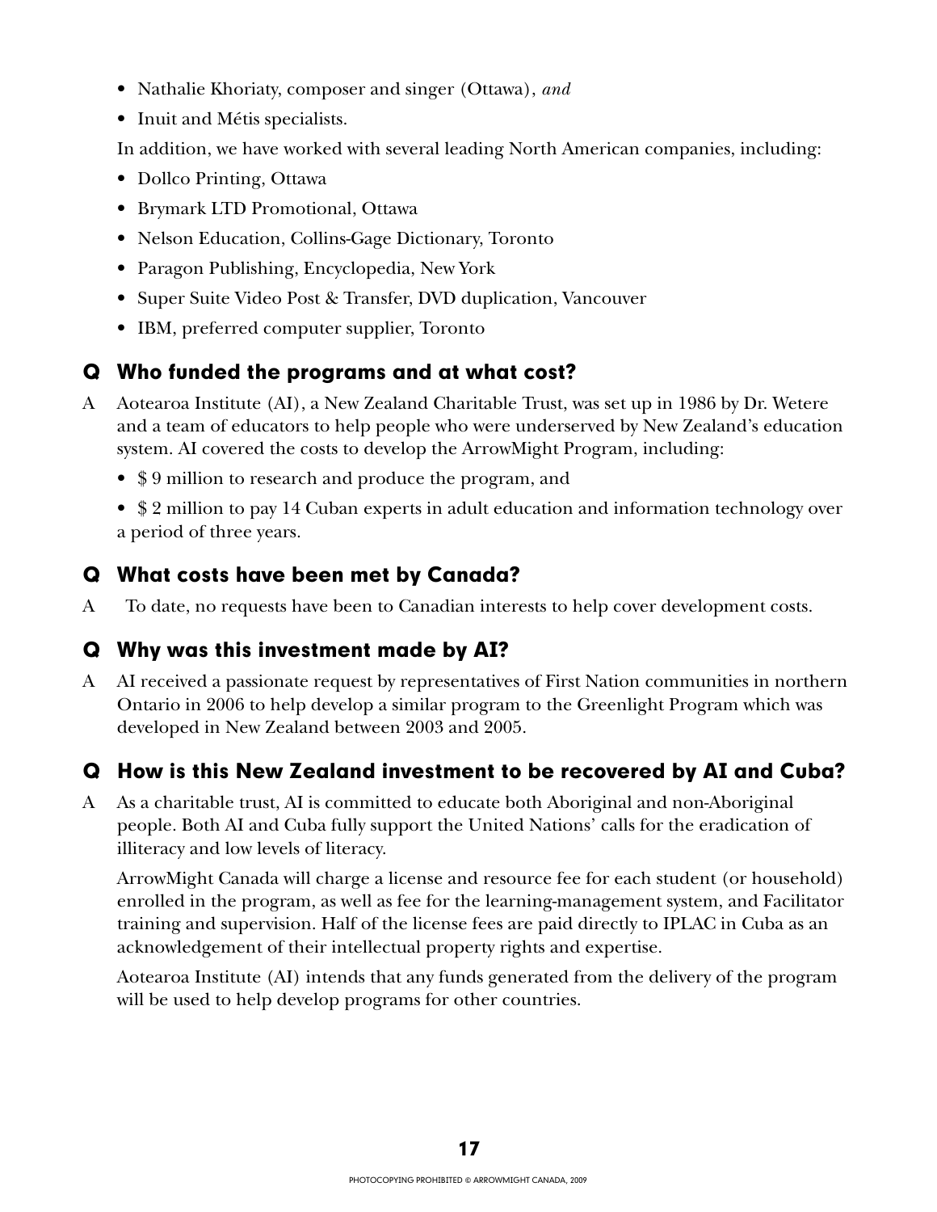- Nathalie Khoriaty, composer and singer (Ottawa), *and*
- Inuit and Métis specialists.

In addition, we have worked with several leading North American companies, including:

- Dollco Printing, Ottawa
- Brymark LTD Promotional, Ottawa
- Nelson Education, Collins-Gage Dictionary, Toronto
- Paragon Publishing, Encyclopedia, New York
- Super Suite Video Post & Transfer, DVD duplication, Vancouver
- IBM, preferred computer supplier, Toronto

## Q Who funded the programs and at what cost?

A Aotearoa Institute (AI), a New Zealand Charitable Trust, was set up in 1986 by Dr. Wetere and a team of educators to help people who were underserved by New Zealand's education system. AI covered the costs to develop the ArrowMight Program, including:

- $ 9 million to research and produce the program, and
- $ 2 million to pay 14 Cuban experts in adult education and information technology over a period of three years.

## Q What costs have been met by Canada?

A To date, no requests have been to Canadian interests to help cover development costs.

## Q Why was this investment made by AI?

A AI received a passionate request by representatives of First Nation communities in northern Ontario in 2006 to help develop a similar program to the Greenlight Program which was developed in New Zealand between 2003 and 2005.

## Q How is this New Zealand investment to be recovered by AI and Cuba?

A As a charitable trust, AI is committed to educate both Aboriginal and non-Aboriginal people. Both AI and Cuba fully support the United Nations' calls for the eradication of illiteracy and low levels of literacy.

ArrowMight Canada will charge a license and resource fee for each student (or household) enrolled in the program, as well as fee for the learning-management system, and Facilitator training and supervision. Half of the license fees are paid directly to IPLAC in Cuba as an acknowledgement of their intellectual property rights and expertise.

Aotearoa Institute (AI) intends that any funds generated from the delivery of the program will be used to help develop programs for other countries.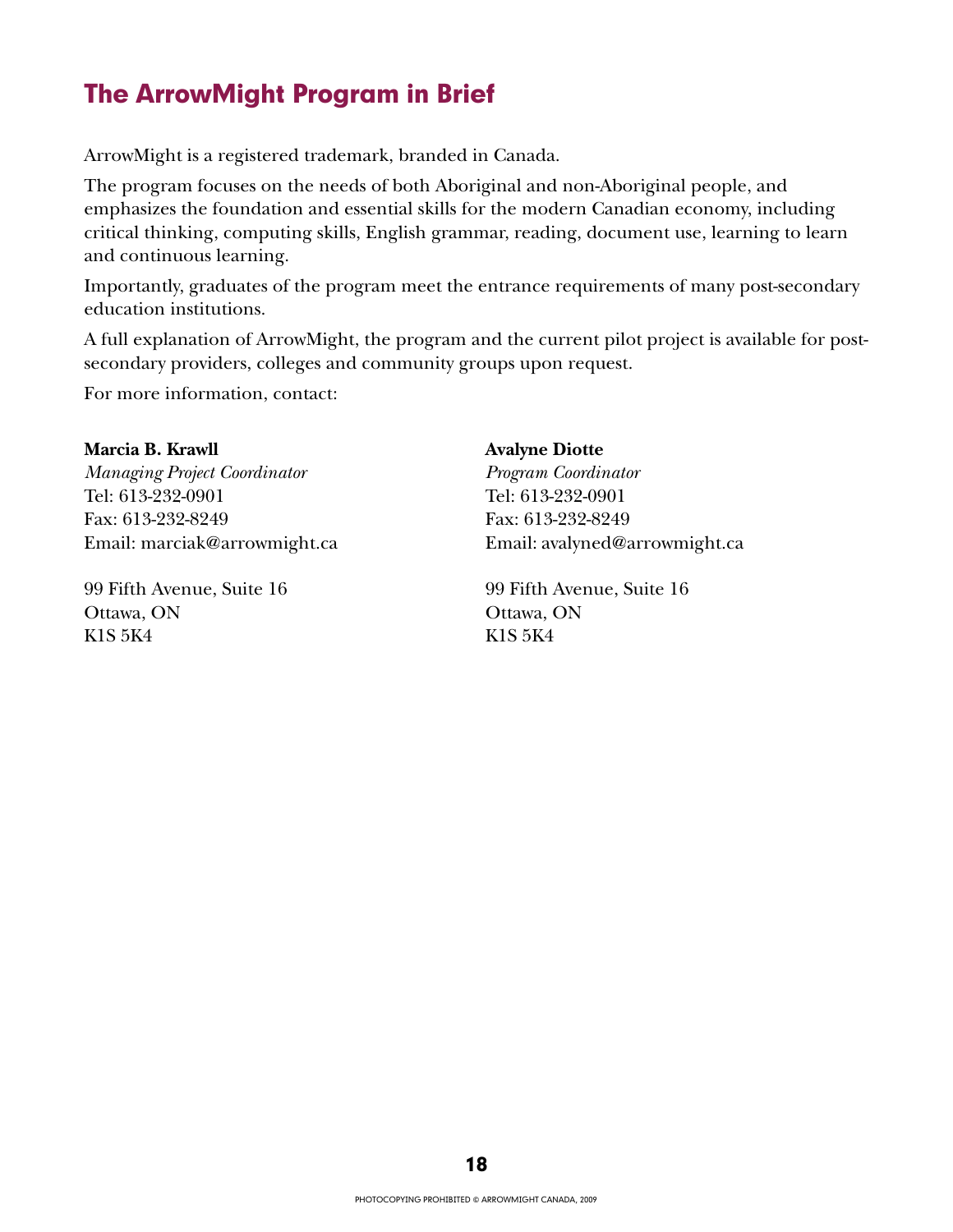## The ArrowMight Program in Brief

ArrowMight is a registered trademark, branded in Canada.

The program focuses on the needs of both Aboriginal and non-Aboriginal people, and emphasizes the foundation and essential skills for the modern Canadian economy, including critical thinking, computing skills, English grammar, reading, document use, learning to learn and continuous learning.

Importantly, graduates of the program meet the entrance requirements of many post-secondary education institutions.

A full explanation of ArrowMight, the program and the current pilot project is available for post-secondary providers, colleges and community groups upon request.

For more information, contact:

**Marcia B. Krawll**
*Managing Project Coordinator*
Tel: 613-232-0901
Fax: 613-232-8249
Email: marciak@arrowmight.ca

99 Fifth Avenue, Suite 16
Ottawa, ON
K1S 5K4

**Avalyne Diotte**
*Program Coordinator*
Tel: 613-232-0901
Fax: 613-232-8249
Email: avalyned@arrowmight.ca

99 Fifth Avenue, Suite 16
Ottawa, ON
K1S 5K4